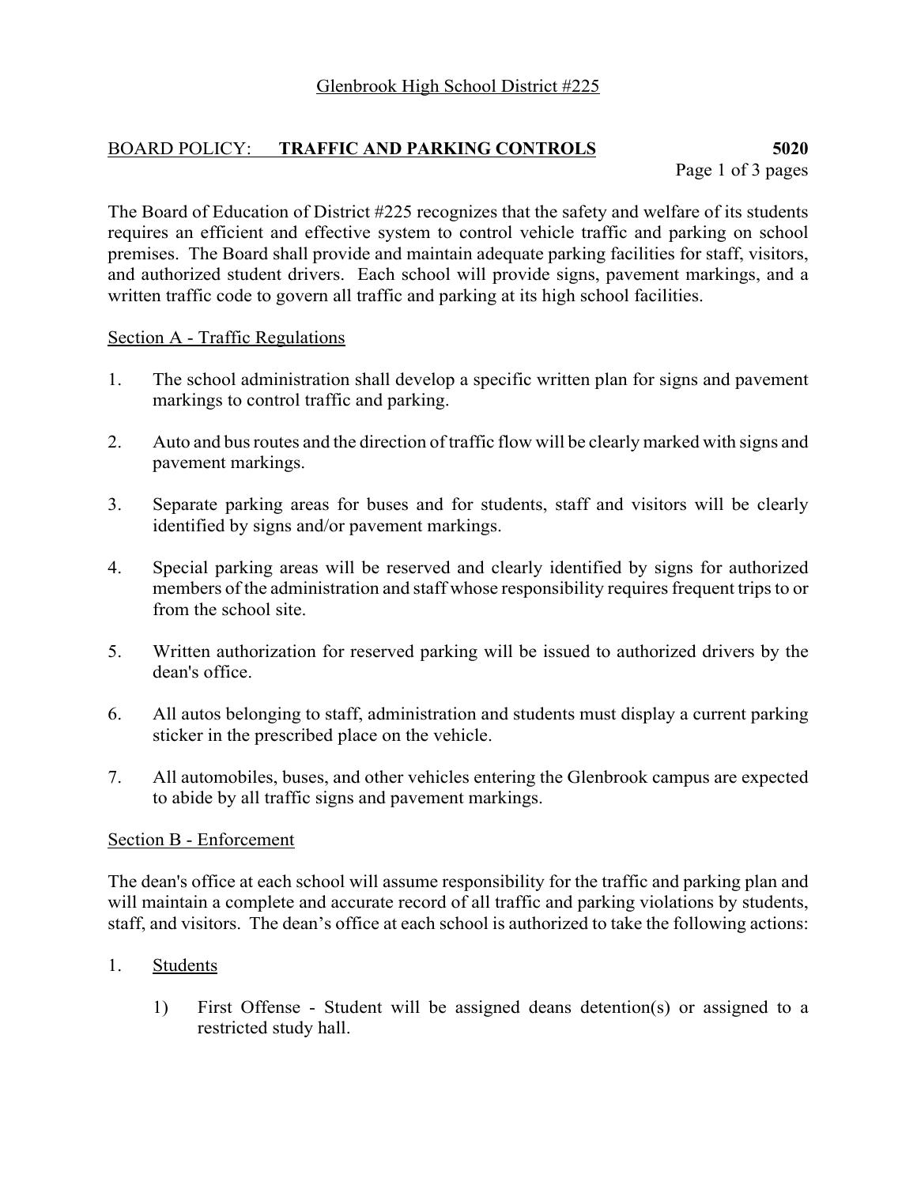Glenbrook High School District #225

## BOARD POLICY: **TRAFFIC AND PARKING CONTROLS** **5020**

The Board of Education of District #225 recognizes that the safety and welfare of its students requires an efficient and effective system to control vehicle traffic and parking on school premises. The Board shall provide and maintain adequate parking facilities for staff, visitors, and authorized student drivers. Each school will provide signs, pavement markings, and a written traffic code to govern all traffic and parking at its high school facilities.

### Section A - Traffic Regulations

1. The school administration shall develop a specific written plan for signs and pavement markings to control traffic and parking.

2. Auto and bus routes and the direction of traffic flow will be clearly marked with signs and pavement markings.

3. Separate parking areas for buses and for students, staff and visitors will be clearly identified by signs and/or pavement markings.

4. Special parking areas will be reserved and clearly identified by signs for authorized members of the administration and staff whose responsibility requires frequent trips to or from the school site.

5. Written authorization for reserved parking will be issued to authorized drivers by the dean's office.

6. All autos belonging to staff, administration and students must display a current parking sticker in the prescribed place on the vehicle.

7. All automobiles, buses, and other vehicles entering the Glenbrook campus are expected to abide by all traffic signs and pavement markings.

### Section B - Enforcement

The dean's office at each school will assume responsibility for the traffic and parking plan and will maintain a complete and accurate record of all traffic and parking violations by students, staff, and visitors. The dean's office at each school is authorized to take the following actions:

1. Students

    1) First Offense - Student will be assigned deans detention(s) or assigned to a restricted study hall.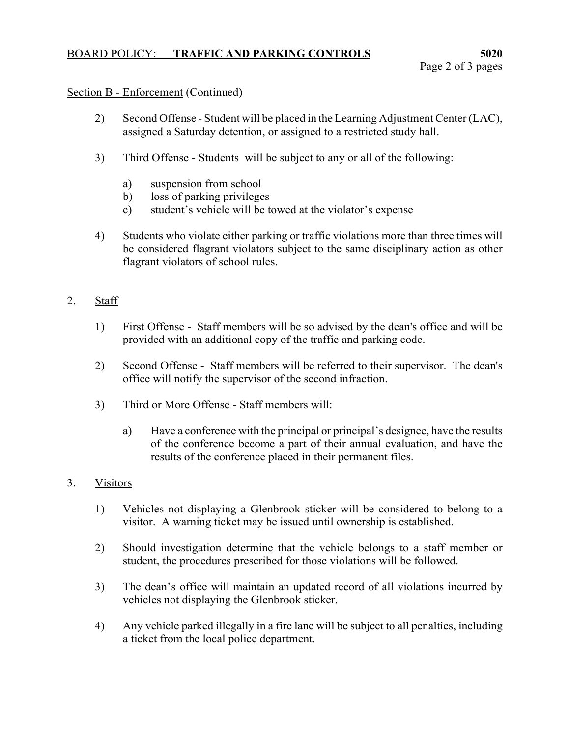Section B - Enforcement (Continued)

2) Second Offense - Student will be placed in the Learning Adjustment Center (LAC), assigned a Saturday detention, or assigned to a restricted study hall.

3) Third Offense - Students will be subject to any or all of the following:

   a) suspension from school
   b) loss of parking privileges
   c) student's vehicle will be towed at the violator's expense

4) Students who violate either parking or traffic violations more than three times will be considered flagrant violators subject to the same disciplinary action as other flagrant violators of school rules.

2. Staff

1) First Offense - Staff members will be so advised by the dean's office and will be provided with an additional copy of the traffic and parking code.

2) Second Offense - Staff members will be referred to their supervisor. The dean's office will notify the supervisor of the second infraction.

3) Third or More Offense - Staff members will:

   a) Have a conference with the principal or principal's designee, have the results of the conference become a part of their annual evaluation, and have the results of the conference placed in their permanent files.

3. Visitors

1) Vehicles not displaying a Glenbrook sticker will be considered to belong to a visitor. A warning ticket may be issued until ownership is established.

2) Should investigation determine that the vehicle belongs to a staff member or student, the procedures prescribed for those violations will be followed.

3) The dean's office will maintain an updated record of all violations incurred by vehicles not displaying the Glenbrook sticker.

4) Any vehicle parked illegally in a fire lane will be subject to all penalties, including a ticket from the local police department.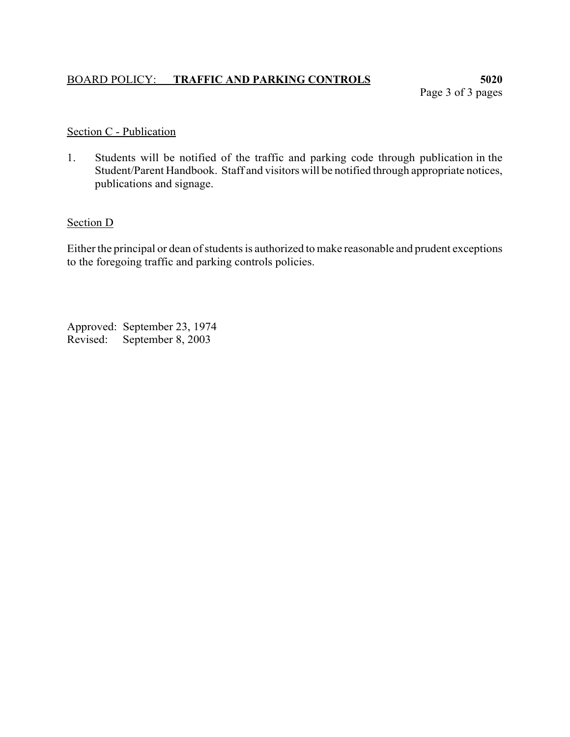Section C - Publication

1. Students will be notified of the traffic and parking code through publication in the Student/Parent Handbook. Staff and visitors will be notified through appropriate notices, publications and signage.

Section D

Either the principal or dean of students is authorized to make reasonable and prudent exceptions to the foregoing traffic and parking controls policies.

Approved: September 23, 1974
Revised: September 8, 2003